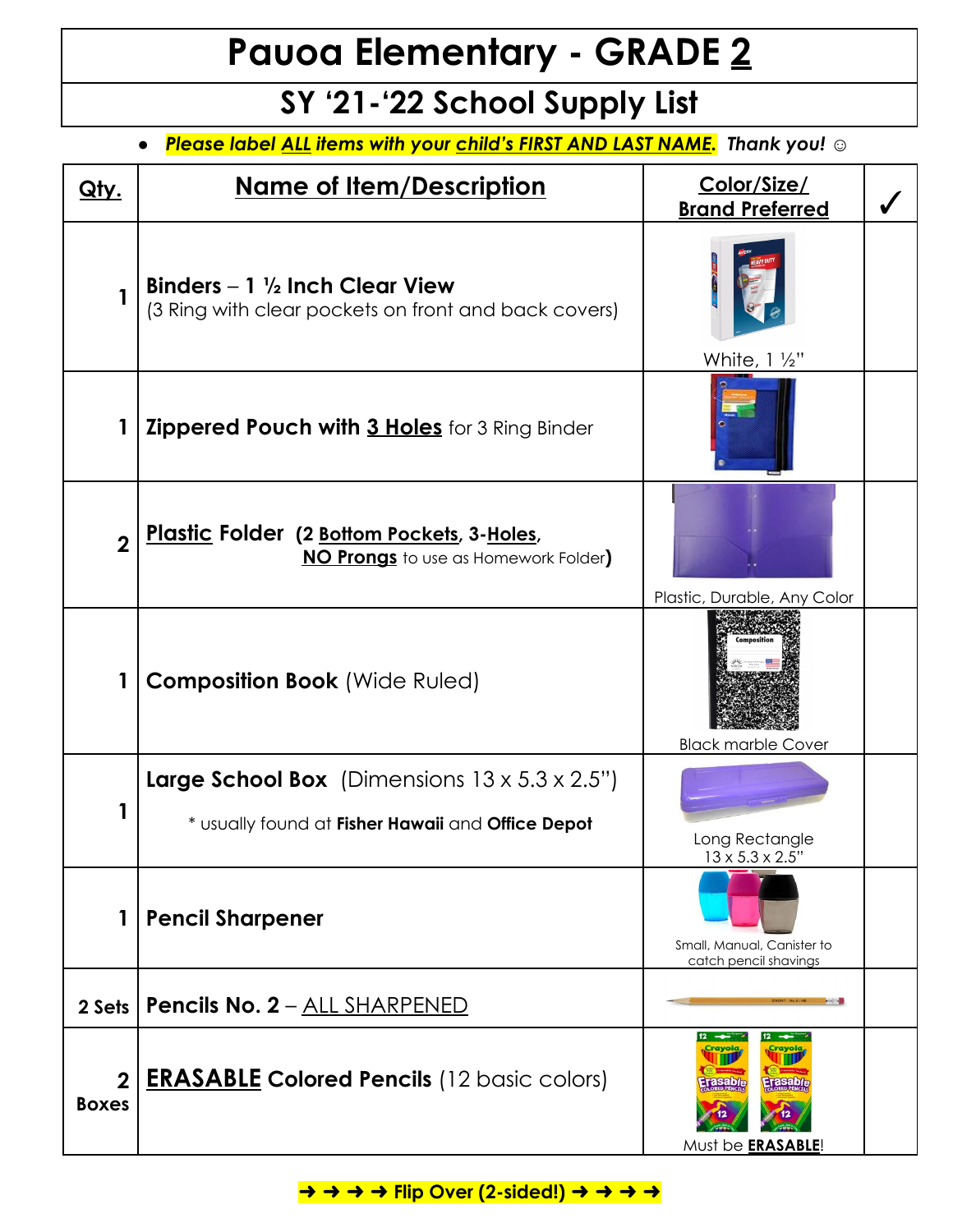# Pauoa Elementary - GRADE 2

## SY '21-'22 School Supply List

- ***Please label ALL items with your child's FIRST AND LAST NAME. Thank you!*** ☺

| Qty. | Name of Item/Description | Color/Size/ Brand Preferred | ✓ |
|---|---|---|---|
| 1 | **Binders – 1 ½ Inch Clear View** (3 Ring with clear pockets on front and back covers) | White, 1 ½" | |
| 1 | **Zippered Pouch with 3 Holes** for 3 Ring Binder | | |
| 2 | **Plastic Folder (2 Bottom Pockets, 3-Holes, NO Prongs** to use as Homework Folder**)** | Plastic, Durable, Any Color | |
| 1 | **Composition Book** (Wide Ruled) | Black marble Cover | |
| 1 | **Large School Box** (Dimensions 13 x 5.3 x 2.5") * usually found at **Fisher Hawaii** and **Office Depot** | Long Rectangle 13 x 5.3 x 2.5" | |
| 1 | **Pencil Sharpener** | Small, Manual, Canister to catch pencil shavings | |
| 2 Sets | **Pencils No. 2** – ALL SHARPENED | | |
| 2 Boxes | **ERASABLE Colored Pencils** (12 basic colors) | Must be **ERASABLE**! | |

**➜ ➜ ➜ ➜ Flip Over (2-sided!) ➜ ➜ ➜ ➜**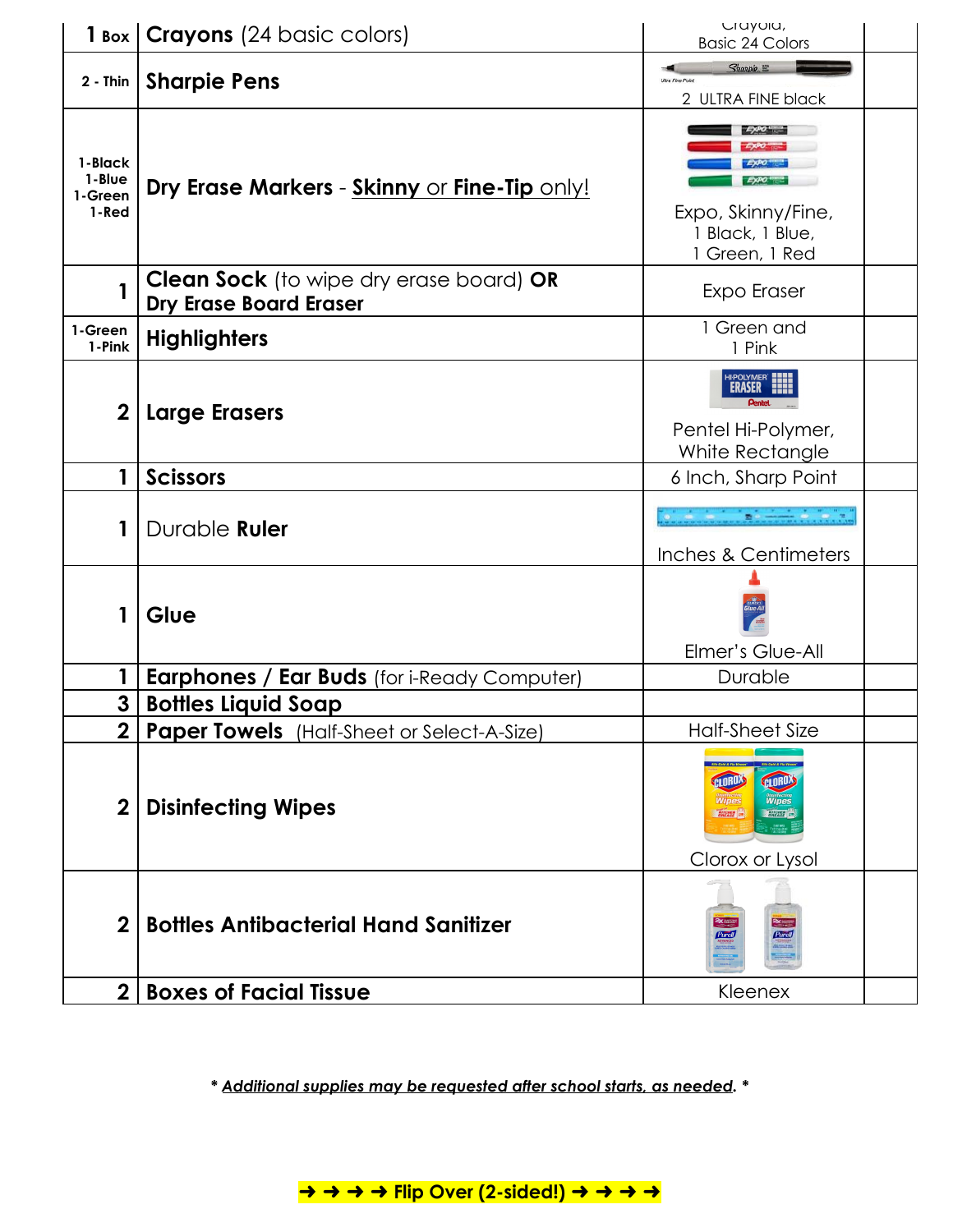| | | | |
|---|---|---|---|
| 1 Box | **Crayons** (24 basic colors) | Crayola, Basic 24 Colors | |
| 2 - Thin | **Sharpie Pens** | 2 ULTRA FINE black | |
| 1-Black 1-Blue 1-Green 1-Red | **Dry Erase Markers** - **Skinny** or **Fine-Tip** only! | Expo, Skinny/Fine, 1 Black, 1 Blue, 1 Green, 1 Red | |
| 1 | **Clean Sock** (to wipe dry erase board) **OR Dry Erase Board Eraser** | Expo Eraser | |
| 1-Green 1-Pink | **Highlighters** | 1 Green and 1 Pink | |
| 2 | **Large Erasers** | Pentel Hi-Polymer, White Rectangle | |
| 1 | **Scissors** | 6 Inch, Sharp Point | |
| 1 | Durable **Ruler** | Inches & Centimeters | |
| 1 | **Glue** | Elmer's Glue-All | |
| 1 | **Earphones / Ear Buds** (for i-Ready Computer) | Durable | |
| 3 | **Bottles Liquid Soap** | | |
| 2 | **Paper Towels** (Half-Sheet or Select-A-Size) | Half-Sheet Size | |
| 2 | **Disinfecting Wipes** | Clorox or Lysol | |
| 2 | **Bottles Antibacterial Hand Sanitizer** | | |
| 2 | **Boxes of Facial Tissue** | Kleenex | |

***Additional supplies may be requested after school starts, as needed.* ***

**➜ ➜ ➜ ➜ Flip Over (2-sided!) ➜ ➜ ➜ ➜**